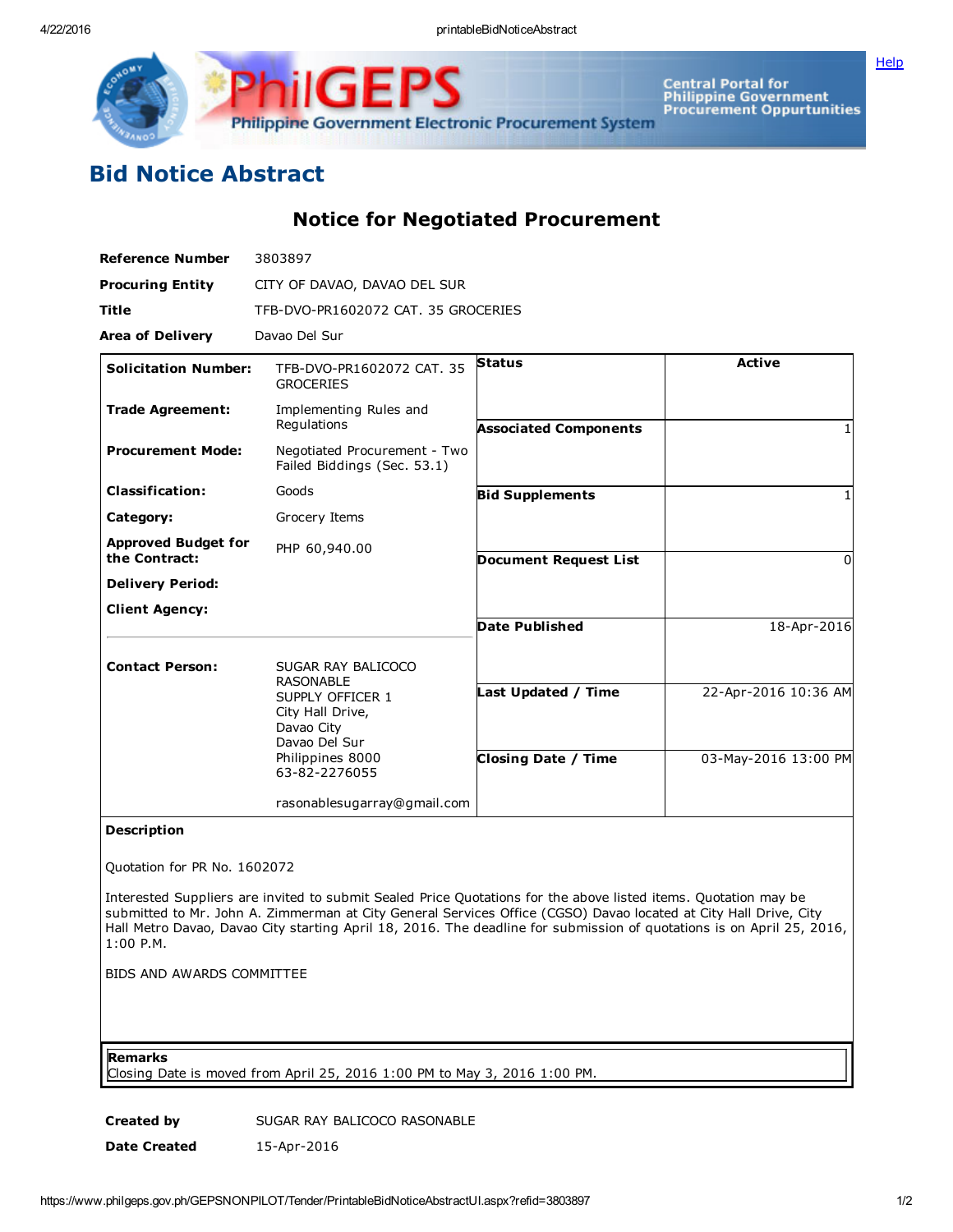# Bid Notice Abstract

## Notice for Negotiated Procurement

**Reference Number** 3803897

**Procuring Entity** CITY OF DAVAO, DAVAO DEL SUR

**Title** TFB-DVO-PR1602072 CAT. 35 GROCERIES

**Area of Delivery** Davao Del Sur

| | | | |
|---|---|---|---|
| **Solicitation Number:** | TFB-DVO-PR1602072 CAT. 35 GROCERIES | **Status** | **Active** |
| **Trade Agreement:** | Implementing Rules and Regulations | **Associated Components** | 1 |
| **Procurement Mode:** | Negotiated Procurement - Two Failed Biddings (Sec. 53.1) | **Bid Supplements** | 1 |
| **Classification:** | Goods | **Document Request List** | 0 |
| **Category:** | Grocery Items | **Date Published** | 18-Apr-2016 |
| **Approved Budget for the Contract:** | PHP 60,940.00 | **Last Updated / Time** | 22-Apr-2016 10:36 AM |
| **Delivery Period:** | | **Closing Date / Time** | 03-May-2016 13:00 PM |
| **Client Agency:** | | | |
| **Contact Person:** | SUGAR RAY BALICOCO RASONABLE<br>SUPPLY OFFICER 1<br>City Hall Drive,<br>Davao City<br>Davao Del Sur<br>Philippines 8000<br>63-82-2276055<br><br>rasonablesugarray@gmail.com | | |

**Description**

Quotation for PR No. 1602072

Interested Suppliers are invited to submit Sealed Price Quotations for the above listed items. Quotation may be submitted to Mr. John A. Zimmerman at City General Services Office (CGSO) Davao located at City Hall Drive, City Hall Metro Davao, Davao City starting April 18, 2016. The deadline for submission of quotations is on April 25, 2016, 1:00 P.M.

BIDS AND AWARDS COMMITTEE

**Remarks**

Closing Date is moved from April 25, 2016 1:00 PM to May 3, 2016 1:00 PM.

**Created by** SUGAR RAY BALICOCO RASONABLE

**Date Created** 15-Apr-2016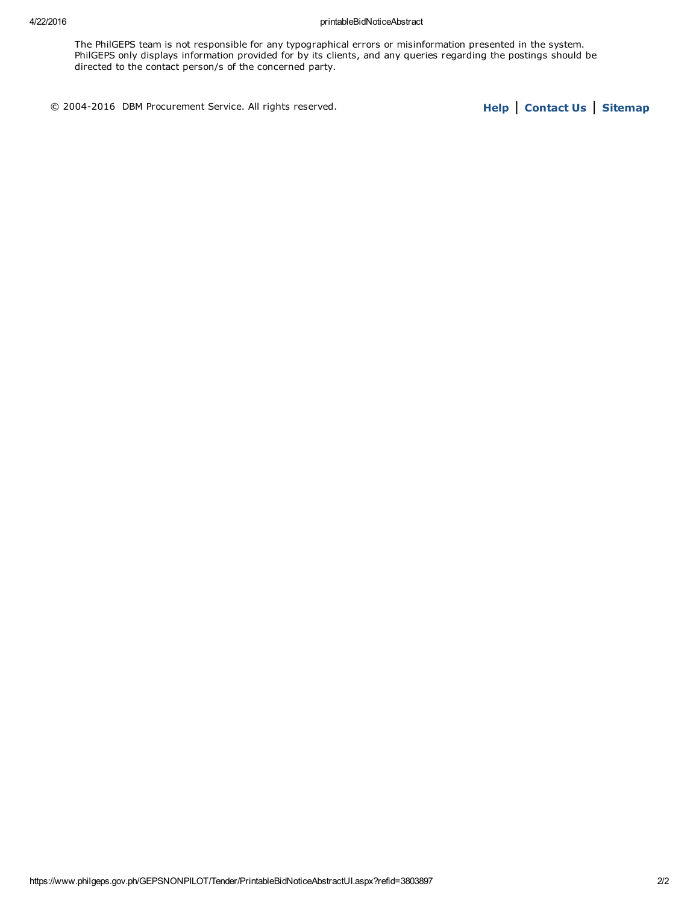The PhilGEPS team is not responsible for any typographical errors or misinformation presented in the system. PhilGEPS only displays information provided for by its clients, and any queries regarding the postings should be directed to the contact person/s of the concerned party.

© 2004-2016 DBM Procurement Service. All rights reserved.

**Help** | **Contact Us** | **Sitemap**